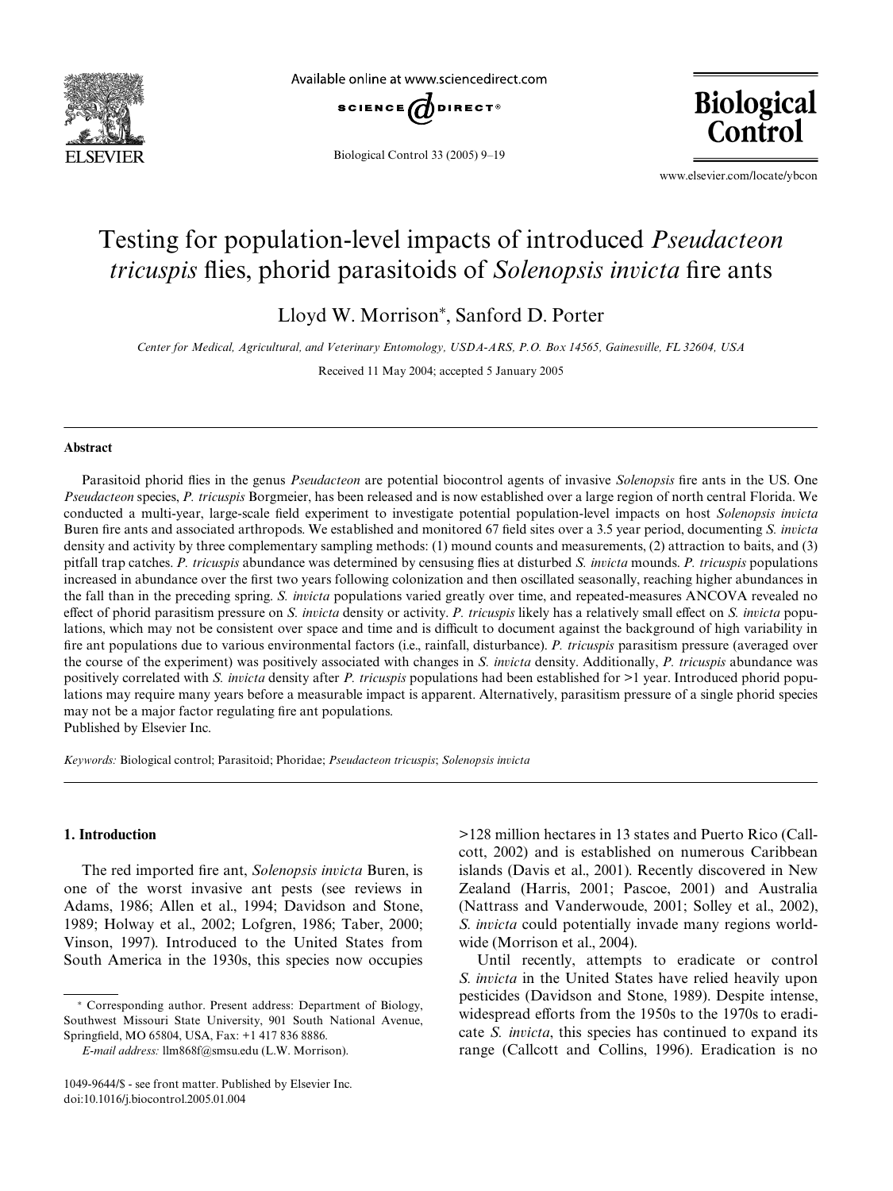# Testing for population-level impacts of introduced *Pseudacteon tricuspis* flies, phorid parasitoids of *Solenopsis invicta* fire ants

Lloyd W. Morrison*, Sanford D. Porter

*Center for Medical, Agricultural, and Veterinary Entomology, USDA-ARS, P.O. Box 14565, Gainesville, FL 32604, USA*

Received 11 May 2004; accepted 5 January 2005

## Abstract

Parasitoid phorid flies in the genus *Pseudacteon* are potential biocontrol agents of invasive *Solenopsis* fire ants in the US. One *Pseudacteon* species, *P. tricuspis* Borgmeier, has been released and is now established over a large region of north central Florida. We conducted a multi-year, large-scale field experiment to investigate potential population-level impacts on host *Solenopsis invicta* Buren fire ants and associated arthropods. We established and monitored 67 field sites over a 3.5 year period, documenting *S. invicta* density and activity by three complementary sampling methods: (1) mound counts and measurements, (2) attraction to baits, and (3) pitfall trap catches. *P. tricuspis* abundance was determined by censusing flies at disturbed *S. invicta* mounds. *P. tricuspis* populations increased in abundance over the first two years following colonization and then oscillated seasonally, reaching higher abundances in the fall than in the preceding spring. *S. invicta* populations varied greatly over time, and repeated-measures ANCOVA revealed no effect of phorid parasitism pressure on *S. invicta* density or activity. *P. tricuspis* likely has a relatively small effect on *S. invicta* populations, which may not be consistent over space and time and is difficult to document against the background of high variability in fire ant populations due to various environmental factors (i.e., rainfall, disturbance). *P. tricuspis* parasitism pressure (averaged over the course of the experiment) was positively associated with changes in *S. invicta* density. Additionally, *P. tricuspis* abundance was positively correlated with *S. invicta* density after *P. tricuspis* populations had been established for >1 year. Introduced phorid populations may require many years before a measurable impact is apparent. Alternatively, parasitism pressure of a single phorid species may not be a major factor regulating fire ant populations.

Published by Elsevier Inc.

*Keywords:* Biological control; Parasitoid; Phoridae; *Pseudacteon tricuspis*; *Solenopsis invicta*

## 1. Introduction

The red imported fire ant, *Solenopsis invicta* Buren, is one of the worst invasive ant pests (see reviews in Adams, 1986; Allen et al., 1994; Davidson and Stone, 1989; Holway et al., 2002; Lofgren, 1986; Taber, 2000; Vinson, 1997). Introduced to the United States from South America in the 1930s, this species now occupies >128 million hectares in 13 states and Puerto Rico (Callcott, 2002) and is established on numerous Caribbean islands (Davis et al., 2001). Recently discovered in New Zealand (Harris, 2001; Pascoe, 2001) and Australia (Nattrass and Vanderwoude, 2001; Solley et al., 2002), *S. invicta* could potentially invade many regions worldwide (Morrison et al., 2004).

Until recently, attempts to eradicate or control *S. invicta* in the United States have relied heavily upon pesticides (Davidson and Stone, 1989). Despite intense, widespread efforts from the 1950s to the 1970s to eradicate *S. invicta*, this species has continued to expand its range (Callcott and Collins, 1996). Eradication is no

---

* Corresponding author. Present address: Department of Biology, Southwest Missouri State University, 901 South National Avenue, Springfield, MO 65804, USA, Fax: +1 417 836 8886.

*E-mail address:* llm868f@smsu.edu (L.W. Morrison).

1049-9644/$ - see front matter. Published by Elsevier Inc.
doi:10.1016/j.biocontrol.2005.01.004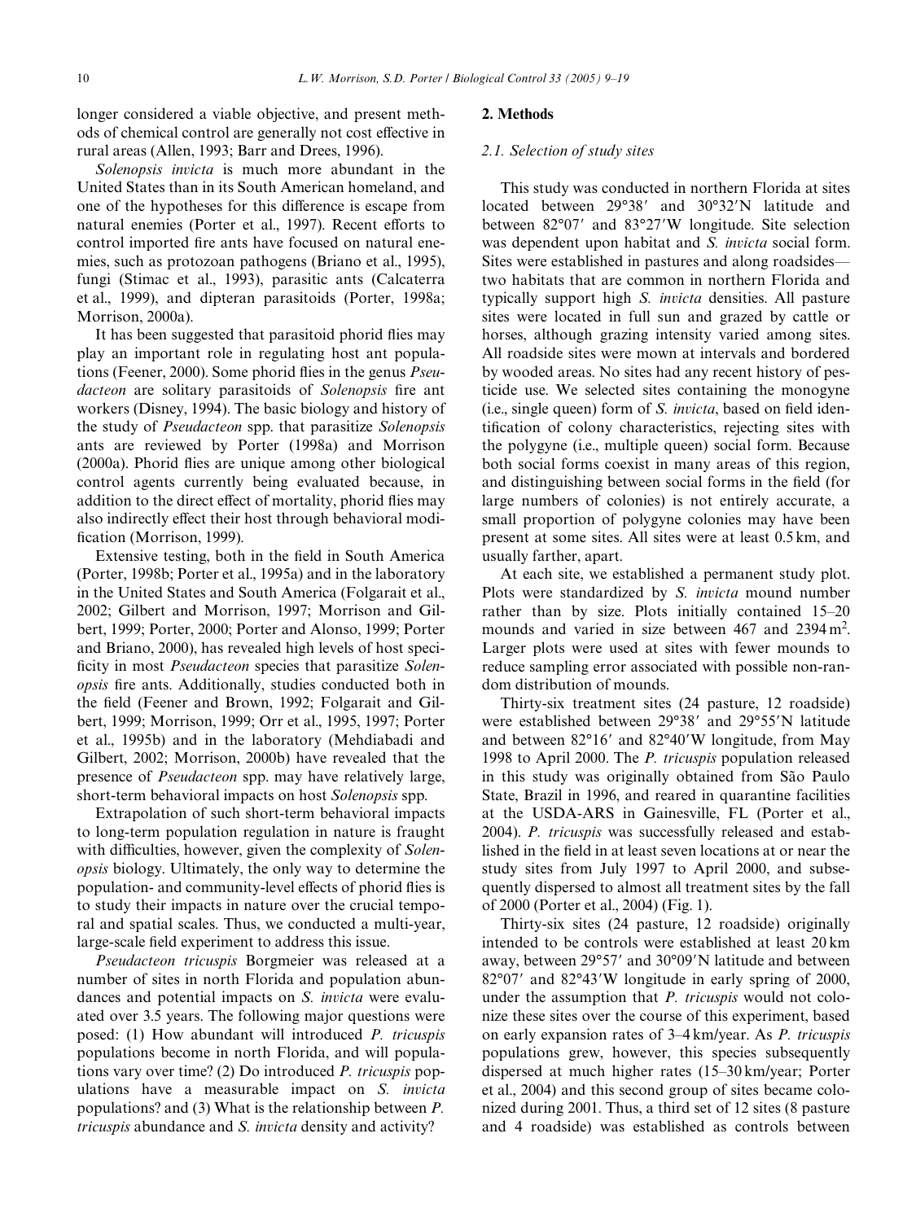longer considered a viable objective, and present methods of chemical control are generally not cost effective in rural areas (Allen, 1993; Barr and Drees, 1996).

*Solenopsis invicta* is much more abundant in the United States than in its South American homeland, and one of the hypotheses for this difference is escape from natural enemies (Porter et al., 1997). Recent efforts to control imported fire ants have focused on natural enemies, such as protozoan pathogens (Briano et al., 1995), fungi (Stimac et al., 1993), parasitic ants (Calcaterra et al., 1999), and dipteran parasitoids (Porter, 1998a; Morrison, 2000a).

It has been suggested that parasitoid phorid flies may play an important role in regulating host ant populations (Feener, 2000). Some phorid flies in the genus *Pseudacteon* are solitary parasitoids of *Solenopsis* fire ant workers (Disney, 1994). The basic biology and history of the study of *Pseudacteon* spp. that parasitize *Solenopsis* ants are reviewed by Porter (1998a) and Morrison (2000a). Phorid flies are unique among other biological control agents currently being evaluated because, in addition to the direct effect of mortality, phorid flies may also indirectly effect their host through behavioral modification (Morrison, 1999).

Extensive testing, both in the field in South America (Porter, 1998b; Porter et al., 1995a) and in the laboratory in the United States and South America (Folgarait et al., 2002; Gilbert and Morrison, 1997; Morrison and Gilbert, 1999; Porter, 2000; Porter and Alonso, 1999; Porter and Briano, 2000), has revealed high levels of host specificity in most *Pseudacteon* species that parasitize *Solenopsis* fire ants. Additionally, studies conducted both in the field (Feener and Brown, 1992; Folgarait and Gilbert, 1999; Morrison, 1999; Orr et al., 1995, 1997; Porter et al., 1995b) and in the laboratory (Mehdiabadi and Gilbert, 2002; Morrison, 2000b) have revealed that the presence of *Pseudacteon* spp. may have relatively large, short-term behavioral impacts on host *Solenopsis* spp.

Extrapolation of such short-term behavioral impacts to long-term population regulation in nature is fraught with difficulties, however, given the complexity of *Solenopsis* biology. Ultimately, the only way to determine the population- and community-level effects of phorid flies is to study their impacts in nature over the crucial temporal and spatial scales. Thus, we conducted a multi-year, large-scale field experiment to address this issue.

*Pseudacteon tricuspis* Borgmeier was released at a number of sites in north Florida and population abundances and potential impacts on *S. invicta* were evaluated over 3.5 years. The following major questions were posed: (1) How abundant will introduced *P. tricuspis* populations become in north Florida, and will populations vary over time? (2) Do introduced *P. tricuspis* populations have a measurable impact on *S. invicta* populations? and (3) What is the relationship between *P. tricuspis* abundance and *S. invicta* density and activity?

## 2. Methods

### 2.1. Selection of study sites

This study was conducted in northern Florida at sites located between 29°38′ and 30°32′N latitude and between 82°07′ and 83°27′W longitude. Site selection was dependent upon habitat and *S. invicta* social form. Sites were established in pastures and along roadsides—two habitats that are common in northern Florida and typically support high *S. invicta* densities. All pasture sites were located in full sun and grazed by cattle or horses, although grazing intensity varied among sites. All roadside sites were mown at intervals and bordered by wooded areas. No sites had any recent history of pesticide use. We selected sites containing the monogyne (i.e., single queen) form of *S. invicta*, based on field identification of colony characteristics, rejecting sites with the polygyne (i.e., multiple queen) social form. Because both social forms coexist in many areas of this region, and distinguishing between social forms in the field (for large numbers of colonies) is not entirely accurate, a small proportion of polygyne colonies may have been present at some sites. All sites were at least 0.5 km, and usually farther, apart.

At each site, we established a permanent study plot. Plots were standardized by *S. invicta* mound number rather than by size. Plots initially contained 15–20 mounds and varied in size between 467 and 2394 $m^2$. Larger plots were used at sites with fewer mounds to reduce sampling error associated with possible non-random distribution of mounds.

Thirty-six treatment sites (24 pasture, 12 roadside) were established between 29°38′ and 29°55′N latitude and between 82°16′ and 82°40′W longitude, from May 1998 to April 2000. The *P. tricuspis* population released in this study was originally obtained from São Paulo State, Brazil in 1996, and reared in quarantine facilities at the USDA-ARS in Gainesville, FL (Porter et al., 2004). *P. tricuspis* was successfully released and established in the field in at least seven locations at or near the study sites from July 1997 to April 2000, and subsequently dispersed to almost all treatment sites by the fall of 2000 (Porter et al., 2004) (Fig. 1).

Thirty-six sites (24 pasture, 12 roadside) originally intended to be controls were established at least 20 km away, between 29°57′ and 30°09′N latitude and between 82°07′ and 82°43′W longitude in early spring of 2000, under the assumption that *P. tricuspis* would not colonize these sites over the course of this experiment, based on early expansion rates of 3–4 km/year. As *P. tricuspis* populations grew, however, this species subsequently dispersed at much higher rates (15–30 km/year; Porter et al., 2004) and this second group of sites became colonized during 2001. Thus, a third set of 12 sites (8 pasture and 4 roadside) was established as controls between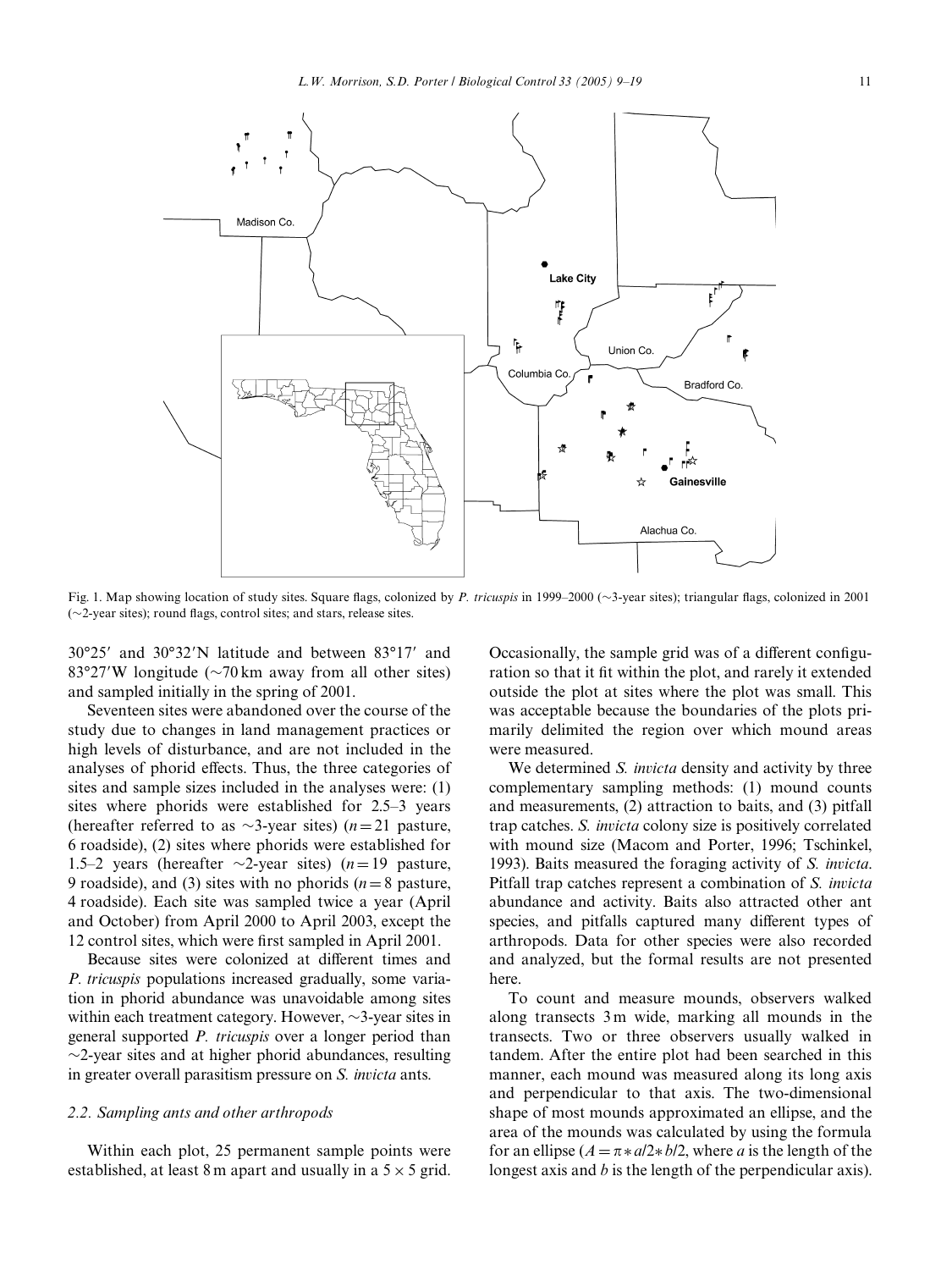Fig. 1. Map showing location of study sites. Square flags, colonized by *P. tricuspis* in 1999–2000 (~3-year sites); triangular flags, colonized in 2001 (~2-year sites); round flags, control sites; and stars, release sites.

30°25′ and 30°32′N latitude and between 83°17′ and 83°27′W longitude (~70 km away from all other sites) and sampled initially in the spring of 2001.

Seventeen sites were abandoned over the course of the study due to changes in land management practices or high levels of disturbance, and are not included in the analyses of phorid effects. Thus, the three categories of sites and sample sizes included in the analyses were: (1) sites where phorids were established for 2.5–3 years (hereafter referred to as ~3-year sites) ($n = 21$ pasture, 6 roadside), (2) sites where phorids were established for 1.5–2 years (hereafter ~2-year sites) ($n = 19$ pasture, 9 roadside), and (3) sites with no phorids ($n = 8$ pasture, 4 roadside). Each site was sampled twice a year (April and October) from April 2000 to April 2003, except the 12 control sites, which were first sampled in April 2001.

Because sites were colonized at different times and *P. tricuspis* populations increased gradually, some variation in phorid abundance was unavoidable among sites within each treatment category. However, ~3-year sites in general supported *P. tricuspis* over a longer period than ~2-year sites and at higher phorid abundances, resulting in greater overall parasitism pressure on *S. invicta* ants.

### 2.2. Sampling ants and other arthropods

Within each plot, 25 permanent sample points were established, at least 8 m apart and usually in a 5 × 5 grid. Occasionally, the sample grid was of a different configuration so that it fit within the plot, and rarely it extended outside the plot at sites where the plot was small. This was acceptable because the boundaries of the plots primarily delimited the region over which mound areas were measured.

We determined *S. invicta* density and activity by three complementary sampling methods: (1) mound counts and measurements, (2) attraction to baits, and (3) pitfall trap catches. *S. invicta* colony size is positively correlated with mound size (Macom and Porter, 1996; Tschinkel, 1993). Baits measured the foraging activity of *S. invicta*. Pitfall trap catches represent a combination of *S. invicta* abundance and activity. Baits also attracted other ant species, and pitfalls captured many different types of arthropods. Data for other species were also recorded and analyzed, but the formal results are not presented here.

To count and measure mounds, observers walked along transects 3 m wide, marking all mounds in the transects. Two or three observers usually walked in tandem. After the entire plot had been searched in this manner, each mound was measured along its long axis and perpendicular to that axis. The two-dimensional shape of most mounds approximated an ellipse, and the area of the mounds was calculated by using the formula for an ellipse ($A = \pi * a/2 * b/2$, where $a$ is the length of the longest axis and $b$ is the length of the perpendicular axis).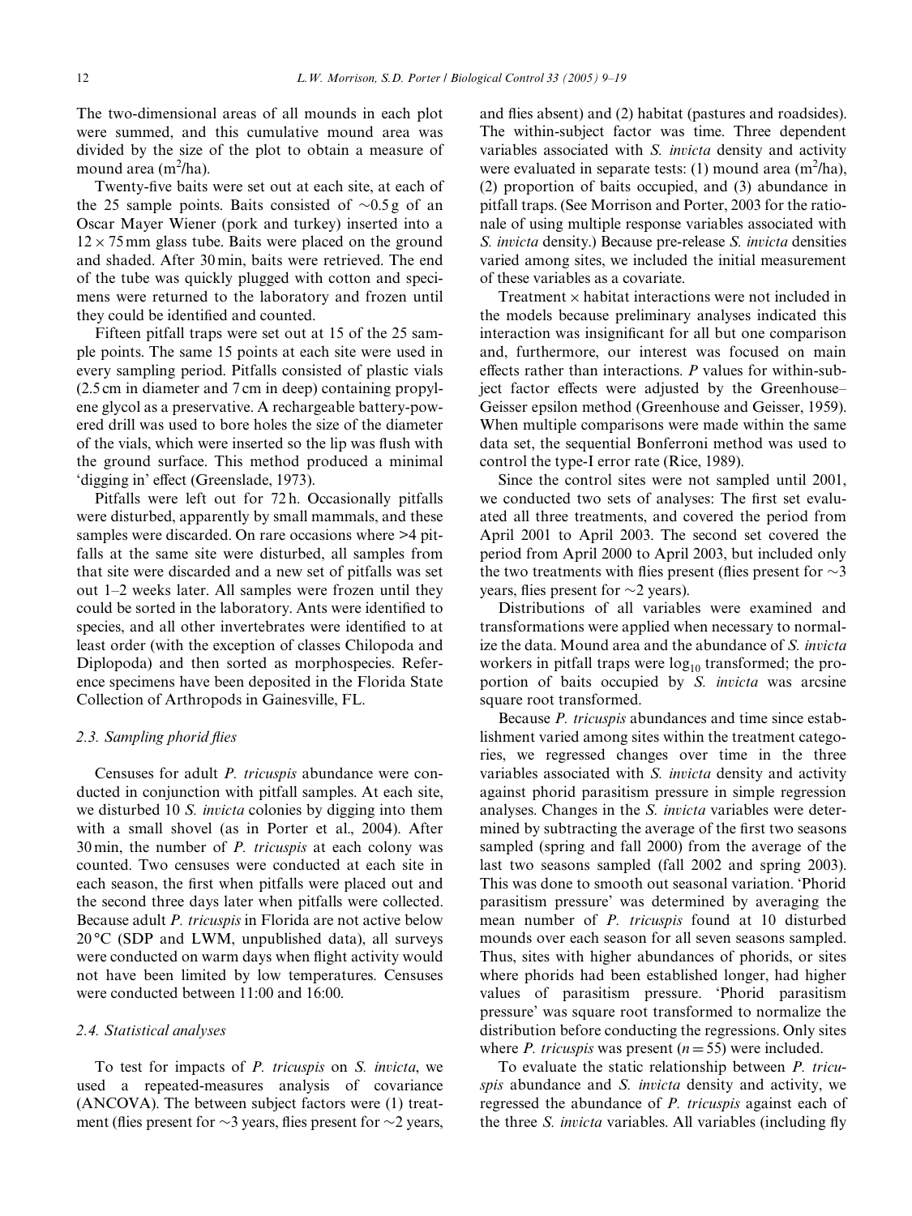The two-dimensional areas of all mounds in each plot were summed, and this cumulative mound area was divided by the size of the plot to obtain a measure of mound area ($m^2$/ha).

Twenty-five baits were set out at each site, at each of the 25 sample points. Baits consisted of ~0.5 g of an Oscar Mayer Wiener (pork and turkey) inserted into a 12 × 75 mm glass tube. Baits were placed on the ground and shaded. After 30 min, baits were retrieved. The end of the tube was quickly plugged with cotton and specimens were returned to the laboratory and frozen until they could be identified and counted.

Fifteen pitfall traps were set out at 15 of the 25 sample points. The same 15 points at each site were used in every sampling period. Pitfalls consisted of plastic vials (2.5 cm in diameter and 7 cm in deep) containing propylene glycol as a preservative. A rechargeable battery-powered drill was used to bore holes the size of the diameter of the vials, which were inserted so the lip was flush with the ground surface. This method produced a minimal 'digging in' effect (Greenslade, 1973).

Pitfalls were left out for 72 h. Occasionally pitfalls were disturbed, apparently by small mammals, and these samples were discarded. On rare occasions where >4 pitfalls at the same site were disturbed, all samples from that site were discarded and a new set of pitfalls was set out 1–2 weeks later. All samples were frozen until they could be sorted in the laboratory. Ants were identified to species, and all other invertebrates were identified to at least order (with the exception of classes Chilopoda and Diplopoda) and then sorted as morphospecies. Reference specimens have been deposited in the Florida State Collection of Arthropods in Gainesville, FL.

### 2.3. Sampling phorid flies

Censuses for adult *P. tricuspis* abundance were conducted in conjunction with pitfall samples. At each site, we disturbed 10 *S. invicta* colonies by digging into them with a small shovel (as in Porter et al., 2004). After 30 min, the number of *P. tricuspis* at each colony was counted. Two censuses were conducted at each site in each season, the first when pitfalls were placed out and the second three days later when pitfalls were collected. Because adult *P. tricuspis* in Florida are not active below 20 °C (SDP and LWM, unpublished data), all surveys were conducted on warm days when flight activity would not have been limited by low temperatures. Censuses were conducted between 11:00 and 16:00.

### 2.4. Statistical analyses

To test for impacts of *P. tricuspis* on *S. invicta*, we used a repeated-measures analysis of covariance (ANCOVA). The between subject factors were (1) treatment (flies present for ~3 years, flies present for ~2 years, and flies absent) and (2) habitat (pastures and roadsides). The within-subject factor was time. Three dependent variables associated with *S. invicta* density and activity were evaluated in separate tests: (1) mound area ($m^2$/ha), (2) proportion of baits occupied, and (3) abundance in pitfall traps. (See Morrison and Porter, 2003 for the rationale of using multiple response variables associated with *S. invicta* density.) Because pre-release *S. invicta* densities varied among sites, we included the initial measurement of these variables as a covariate.

Treatment × habitat interactions were not included in the models because preliminary analyses indicated this interaction was insignificant for all but one comparison and, furthermore, our interest was focused on main effects rather than interactions. *P* values for within-subject factor effects were adjusted by the Greenhouse–Geisser epsilon method (Greenhouse and Geisser, 1959). When multiple comparisons were made within the same data set, the sequential Bonferroni method was used to control the type-I error rate (Rice, 1989).

Since the control sites were not sampled until 2001, we conducted two sets of analyses: The first set evaluated all three treatments, and covered the period from April 2001 to April 2003. The second set covered the period from April 2000 to April 2003, but included only the two treatments with flies present (flies present for ~3 years, flies present for ~2 years).

Distributions of all variables were examined and transformations were applied when necessary to normalize the data. Mound area and the abundance of *S. invicta* workers in pitfall traps were $\log_{10}$ transformed; the proportion of baits occupied by *S. invicta* was arcsine square root transformed.

Because *P. tricuspis* abundances and time since establishment varied among sites within the treatment categories, we regressed changes over time in the three variables associated with *S. invicta* density and activity against phorid parasitism pressure in simple regression analyses. Changes in the *S. invicta* variables were determined by subtracting the average of the first two seasons sampled (spring and fall 2000) from the average of the last two seasons sampled (fall 2002 and spring 2003). This was done to smooth out seasonal variation. 'Phorid parasitism pressure' was determined by averaging the mean number of *P. tricuspis* found at 10 disturbed mounds over each season for all seven seasons sampled. Thus, sites with higher abundances of phorids, or sites where phorids had been established longer, had higher values of parasitism pressure. 'Phorid parasitism pressure' was square root transformed to normalize the distribution before conducting the regressions. Only sites where *P. tricuspis* was present ($n = 55$) were included.

To evaluate the static relationship between *P. tricuspis* abundance and *S. invicta* density and activity, we regressed the abundance of *P. tricuspis* against each of the three *S. invicta* variables. All variables (including fly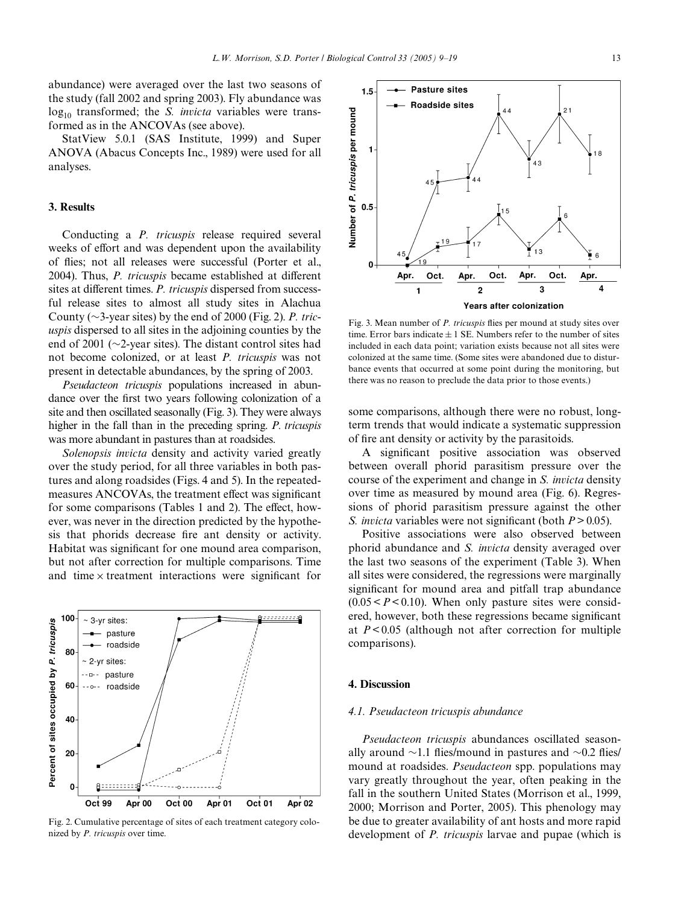abundance) were averaged over the last two seasons of the study (fall 2002 and spring 2003). Fly abundance was $\log_{10}$ transformed; the *S. invicta* variables were transformed as in the ANCOVAs (see above).

StatView 5.0.1 (SAS Institute, 1999) and Super ANOVA (Abacus Concepts Inc., 1989) were used for all analyses.

## 3. Results

Conducting a *P. tricuspis* release required several weeks of effort and was dependent upon the availability of flies; not all releases were successful (Porter et al., 2004). Thus, *P. tricuspis* became established at different sites at different times. *P. tricuspis* dispersed from successful release sites to almost all study sites in Alachua County (~3-year sites) by the end of 2000 (Fig. 2). *P. tricuspis* dispersed to all sites in the adjoining counties by the end of 2001 (~2-year sites). The distant control sites had not become colonized, or at least *P. tricuspis* was not present in detectable abundances, by the spring of 2003.

*Pseudacteon tricuspis* populations increased in abundance over the first two years following colonization of a site and then oscillated seasonally (Fig. 3). They were always higher in the fall than in the preceding spring. *P. tricuspis* was more abundant in pastures than at roadsides.

*Solenopsis invicta* density and activity varied greatly over the study period, for all three variables in both pastures and along roadsides (Figs. 4 and 5). In the repeated-measures ANCOVAs, the treatment effect was significant for some comparisons (Tables 1 and 2). The effect, however, was never in the direction predicted by the hypothesis that phorids decrease fire ant density or activity. Habitat was significant for one mound area comparison, but not after correction for multiple comparisons. Time and time × treatment interactions were significant for some comparisons, although there were no robust, long-term trends that would indicate a systematic suppression of fire ant density or activity by the parasitoids.

Fig. 2. Cumulative percentage of sites of each treatment category colonized by *P. tricuspis* over time.

Fig. 3. Mean number of *P. tricuspis* flies per mound at study sites over time. Error bars indicate ± 1 SE. Numbers refer to the number of sites included in each data point; variation exists because not all sites were colonized at the same time. (Some sites were abandoned due to disturbance events that occurred at some point during the monitoring, but there was no reason to preclude the data prior to those events.)

A significant positive association was observed between overall phorid parasitism pressure over the course of the experiment and change in *S. invicta* density over time as measured by mound area (Fig. 6). Regressions of phorid parasitism pressure against the other *S. invicta* variables were not significant (both $P > 0.05$).

Positive associations were also observed between phorid abundance and *S. invicta* density averaged over the last two seasons of the experiment (Table 3). When all sites were considered, the regressions were marginally significant for mound area and pitfall trap abundance ($0.05 < P < 0.10$). When only pasture sites were considered, however, both these regressions became significant at $P < 0.05$ (although not after correction for multiple comparisons).

## 4. Discussion

### 4.1. Pseudacteon tricuspis abundance

*Pseudacteon tricuspis* abundances oscillated seasonally around ~1.1 flies/mound in pastures and ~0.2 flies/mound at roadsides. *Pseudacteon* spp. populations may vary greatly throughout the year, often peaking in the fall in the southern United States (Morrison et al., 1999, 2000; Morrison and Porter, 2005). This phenology may be due to greater availability of ant hosts and more rapid development of *P. tricuspis* larvae and pupae (which is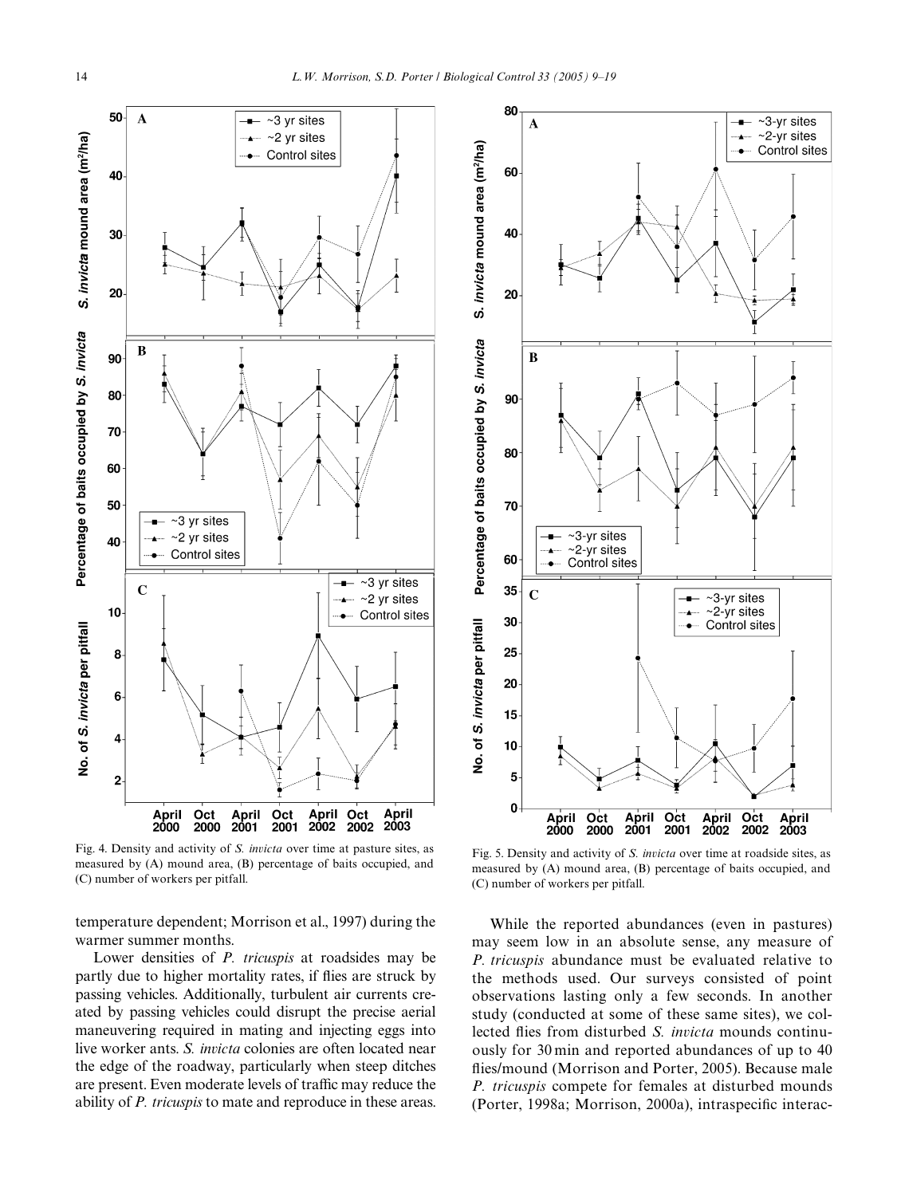Fig. 4. Density and activity of *S. invicta* over time at pasture sites, as measured by (A) mound area, (B) percentage of baits occupied, and (C) number of workers per pitfall.

Fig. 5. Density and activity of *S. invicta* over time at roadside sites, as measured by (A) mound area, (B) percentage of baits occupied, and (C) number of workers per pitfall.

temperature dependent; Morrison et al., 1997) during the warmer summer months.

Lower densities of *P. tricuspis* at roadsides may be partly due to higher mortality rates, if flies are struck by passing vehicles. Additionally, turbulent air currents created by passing vehicles could disrupt the precise aerial maneuvering required in mating and injecting eggs into live worker ants. *S. invicta* colonies are often located near the edge of the roadway, particularly when steep ditches are present. Even moderate levels of traffic may reduce the ability of *P. tricuspis* to mate and reproduce in these areas.

While the reported abundances (even in pastures) may seem low in an absolute sense, any measure of *P. tricuspis* abundance must be evaluated relative to the methods used. Our surveys consisted of point observations lasting only a few seconds. In another study (conducted at some of these same sites), we collected flies from disturbed *S. invicta* mounds continuously for 30 min and reported abundances of up to 40 flies/mound (Morrison and Porter, 2005). Because male *P. tricuspis* compete for females at disturbed mounds (Porter, 1998a; Morrison, 2000a), intraspecific interac-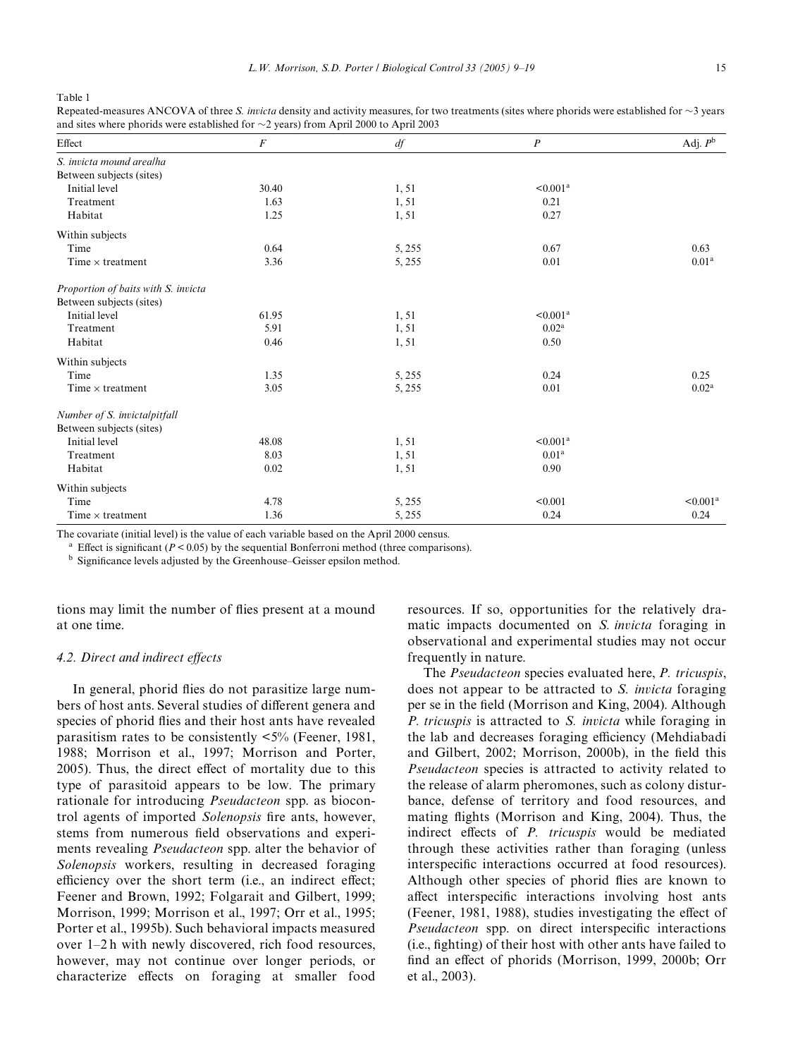Table 1

Repeated-measures ANCOVA of three *S. invicta* density and activity measures, for two treatments (sites where phorids were established for ~3 years and sites where phorids were established for ~2 years) from April 2000 to April 2003

| Effect | $F$ | $df$ | $P$ | Adj. $P$[b] |
|---|---|---|---|---|
| *S. invicta mound area/ha* | | | | |
| Between subjects (sites) | | | | |
| Initial level | 30.40 | 1, 51 | <0.001[a] | |
| Treatment | 1.63 | 1, 51 | 0.21 | |
| Habitat | 1.25 | 1, 51 | 0.27 | |
| Within subjects | | | | |
| Time | 0.64 | 5, 255 | 0.67 | 0.63 |
| Time × treatment | 3.36 | 5, 255 | 0.01 | 0.01[a] |
| *Proportion of baits with S. invicta* | | | | |
| Between subjects (sites) | | | | |
| Initial level | 61.95 | 1, 51 | <0.001[a] | |
| Treatment | 5.91 | 1, 51 | 0.02[a] | |
| Habitat | 0.46 | 1, 51 | 0.50 | |
| Within subjects | | | | |
| Time | 1.35 | 5, 255 | 0.24 | 0.25 |
| Time × treatment | 3.05 | 5, 255 | 0.01 | 0.02[a] |
| *Number of S. invicta/pitfall* | | | | |
| Between subjects (sites) | | | | |
| Initial level | 48.08 | 1, 51 | <0.001[a] | |
| Treatment | 8.03 | 1, 51 | 0.01[a] | |
| Habitat | 0.02 | 1, 51 | 0.90 | |
| Within subjects | | | | |
| Time | 4.78 | 5, 255 | <0.001 | <0.001[a] |
| Time × treatment | 1.36 | 5, 255 | 0.24 | 0.24 |

The covariate (initial level) is the value of each variable based on the April 2000 census.

[a] Effect is significant ($P < 0.05$) by the sequential Bonferroni method (three comparisons).

[b] Significance levels adjusted by the Greenhouse–Geisser epsilon method.

tions may limit the number of flies present at a mound at one time.

### 4.2. Direct and indirect effects

In general, phorid flies do not parasitize large numbers of host ants. Several studies of different genera and species of phorid flies and their host ants have revealed parasitism rates to be consistently <5% (Feener, 1981, 1988; Morrison et al., 1997; Morrison and Porter, 2005). Thus, the direct effect of mortality due to this type of parasitoid appears to be low. The primary rationale for introducing *Pseudacteon* spp. as biocontrol agents of imported *Solenopsis* fire ants, however, stems from numerous field observations and experiments revealing *Pseudacteon* spp. alter the behavior of *Solenopsis* workers, resulting in decreased foraging efficiency over the short term (i.e., an indirect effect; Feener and Brown, 1992; Folgarait and Gilbert, 1999; Morrison, 1999; Morrison et al., 1997; Orr et al., 1995; Porter et al., 1995b). Such behavioral impacts measured over 1–2 h with newly discovered, rich food resources, however, may not continue over longer periods, or characterize effects on foraging at smaller food resources. If so, opportunities for the relatively dramatic impacts documented on *S. invicta* foraging in observational and experimental studies may not occur frequently in nature.

The *Pseudacteon* species evaluated here, *P. tricuspis*, does not appear to be attracted to *S. invicta* foraging per se in the field (Morrison and King, 2004). Although *P. tricuspis* is attracted to *S. invicta* while foraging in the lab and decreases foraging efficiency (Mehdiabadi and Gilbert, 2002; Morrison, 2000b), in the field this *Pseudacteon* species is attracted to activity related to the release of alarm pheromones, such as colony disturbance, defense of territory and food resources, and mating flights (Morrison and King, 2004). Thus, the indirect effects of *P. tricuspis* would be mediated through these activities rather than foraging (unless interspecific interactions occurred at food resources). Although other species of phorid flies are known to affect interspecific interactions involving host ants (Feener, 1981, 1988), studies investigating the effect of *Pseudacteon* spp. on direct interspecific interactions (i.e., fighting) of their host with other ants have failed to find an effect of phorids (Morrison, 1999, 2000b; Orr et al., 2003).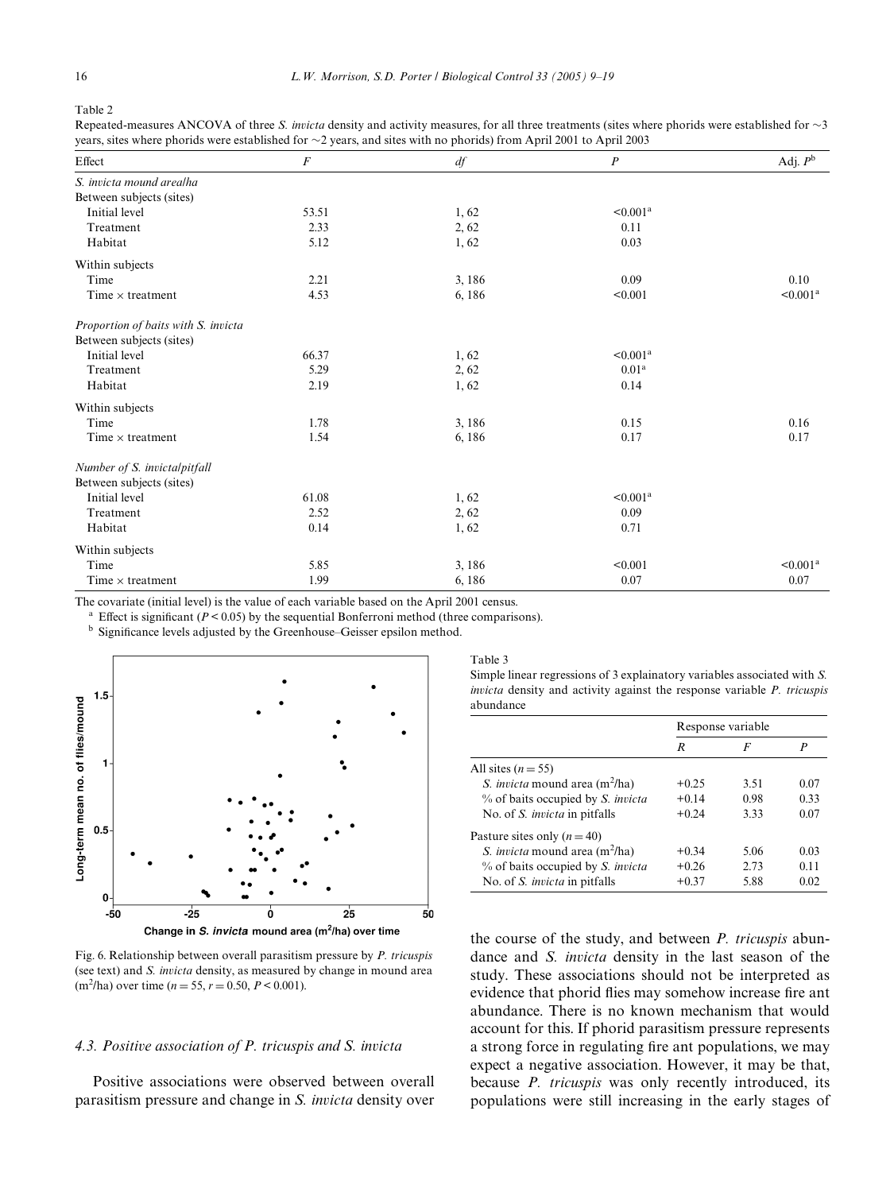Table 2

Repeated-measures ANCOVA of three *S. invicta* density and activity measures, for all three treatments (sites where phorids were established for ~3 years, sites where phorids were established for ~2 years, and sites with no phorids) from April 2001 to April 2003

| Effect | *F* | *df* | *P* | Adj. $P$[b] |
|---|---|---|---|---|
| *S. invicta mound area/ha* | | | | |
| Between subjects (sites) | | | | |
| Initial level | 53.51 | 1, 62 | <0.001[a] | |
| Treatment | 2.33 | 2, 62 | 0.11 | |
| Habitat | 5.12 | 1, 62 | 0.03 | |
| Within subjects | | | | |
| Time | 2.21 | 3, 186 | 0.09 | 0.10 |
| Time × treatment | 4.53 | 6, 186 | <0.001 | <0.001[a] |
| *Proportion of baits with S. invicta* | | | | |
| Between subjects (sites) | | | | |
| Initial level | 66.37 | 1, 62 | <0.001[a] | |
| Treatment | 5.29 | 2, 62 | 0.01[a] | |
| Habitat | 2.19 | 1, 62 | 0.14 | |
| Within subjects | | | | |
| Time | 1.78 | 3, 186 | 0.15 | 0.16 |
| Time × treatment | 1.54 | 6, 186 | 0.17 | 0.17 |
| *Number of S. invicta/pitfall* | | | | |
| Between subjects (sites) | | | | |
| Initial level | 61.08 | 1, 62 | <0.001[a] | |
| Treatment | 2.52 | 2, 62 | 0.09 | |
| Habitat | 0.14 | 1, 62 | 0.71 | |
| Within subjects | | | | |
| Time | 5.85 | 3, 186 | <0.001 | <0.001[a] |
| Time × treatment | 1.99 | 6, 186 | 0.07 | 0.07 |

The covariate (initial level) is the value of each variable based on the April 2001 census.

[a] Effect is significant ($P < 0.05$) by the sequential Bonferroni method (three comparisons).

[b] Significance levels adjusted by the Greenhouse–Geisser epsilon method.

Fig. 6. Relationship between overall parasitism pressure by *P. tricuspis* (see text) and *S. invicta* density, as measured by change in mound area ($m^2$/ha) over time ($n = 55$, $r = 0.50$, $P < 0.001$).

Table 3

Simple linear regressions of 3 explanatory variables associated with *S. invicta* density and activity against the response variable *P. tricuspis* abundance

| | Response variable | | |
|---|---|---|---|
| | *R* | *F* | *P* |
| All sites ($n = 55$) | | | |
| *S. invicta* mound area ($m^2$/ha) | +0.25 | 3.51 | 0.07 |
| % of baits occupied by *S. invicta* | +0.14 | 0.98 | 0.33 |
| No. of *S. invicta* in pitfalls | +0.24 | 3.33 | 0.07 |
| Pasture sites only ($n = 40$) | | | |
| *S. invicta* mound area ($m^2$/ha) | +0.34 | 5.06 | 0.03 |
| % of baits occupied by *S. invicta* | +0.26 | 2.73 | 0.11 |
| No. of *S. invicta* in pitfalls | +0.37 | 5.88 | 0.02 |

### 4.3. Positive association of *P. tricuspis* and *S. invicta*

Positive associations were observed between overall parasitism pressure and change in *S. invicta* density over the course of the study, and between *P. tricuspis* abundance and *S. invicta* density in the last season of the study. These associations should not be interpreted as evidence that phorid flies may somehow increase fire ant abundance. There is no known mechanism that would account for this. If phorid parasitism pressure represents a strong force in regulating fire ant populations, we may expect a negative association. However, it may be that, because *P. tricuspis* was only recently introduced, its populations were still increasing in the early stages of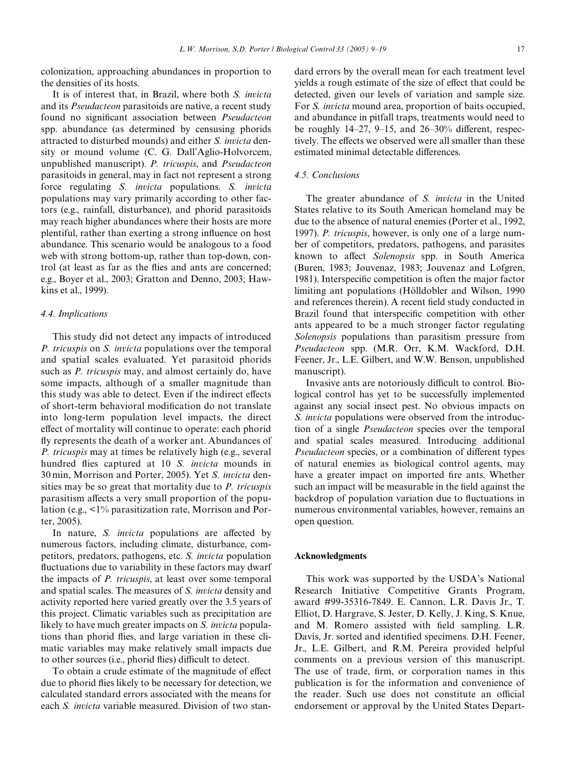colonization, approaching abundances in proportion to the densities of its hosts.

It is of interest that, in Brazil, where both *S. invicta* and its *Pseudacteon* parasitoids are native, a recent study found no significant association between *Pseudacteon* spp. abundance (as determined by censusing phorids attracted to disturbed mounds) and either *S. invicta* density or mound volume (C. G. Dall'Aglio-Holvorcem, unpublished manuscript). *P. tricuspis*, and *Pseudacteon* parasitoids in general, may in fact not represent a strong force regulating *S. invicta* populations. *S. invicta* populations may vary primarily according to other factors (e.g., rainfall, disturbance), and phorid parasitoids may reach higher abundances where their hosts are more plentiful, rather than exerting a strong influence on host abundance. This scenario would be analogous to a food web with strong bottom-up, rather than top-down, control (at least as far as the flies and ants are concerned; e.g., Boyer et al., 2003; Gratton and Denno, 2003; Hawkins et al., 1999).

### 4.4. Implications

This study did not detect any impacts of introduced *P. tricuspis* on *S. invicta* populations over the temporal and spatial scales evaluated. Yet parasitoid phorids such as *P. tricuspis* may, and almost certainly do, have some impacts, although of a smaller magnitude than this study was able to detect. Even if the indirect effects of short-term behavioral modification do not translate into long-term population level impacts, the direct effect of mortality will continue to operate: each phorid fly represents the death of a worker ant. Abundances of *P. tricuspis* may at times be relatively high (e.g., several hundred flies captured at 10 *S. invicta* mounds in 30 min, Morrison and Porter, 2005). Yet *S. invicta* densities may be so great that mortality due to *P. tricuspis* parasitism affects a very small proportion of the population (e.g., <1% parasitization rate, Morrison and Porter, 2005).

In nature, *S. invicta* populations are affected by numerous factors, including climate, disturbance, competitors, predators, pathogens, etc. *S. invicta* population fluctuations due to variability in these factors may dwarf the impacts of *P. tricuspis*, at least over some temporal and spatial scales. The measures of *S. invicta* density and activity reported here varied greatly over the 3.5 years of this project. Climatic variables such as precipitation are likely to have much greater impacts on *S. invicta* populations than phorid flies, and large variation in these climatic variables may make relatively small impacts due to other sources (i.e., phorid flies) difficult to detect.

To obtain a crude estimate of the magnitude of effect due to phorid flies likely to be necessary for detection, we calculated standard errors associated with the means for each *S. invicta* variable measured. Division of two standard errors by the overall mean for each treatment level yields a rough estimate of the size of effect that could be detected, given our levels of variation and sample size. For *S. invicta* mound area, proportion of baits occupied, and abundance in pitfall traps, treatments would need to be roughly 14–27, 9–15, and 26–30% different, respectively. The effects we observed were all smaller than these estimated minimal detectable differences.

### 4.5. Conclusions

The greater abundance of *S. invicta* in the United States relative to its South American homeland may be due to the absence of natural enemies (Porter et al., 1992, 1997). *P. tricuspis*, however, is only one of a large number of competitors, predators, pathogens, and parasites known to affect *Solenopsis* spp. in South America (Buren, 1983; Jouvenaz, 1983; Jouvenaz and Lofgren, 1981). Interspecific competition is often the major factor limiting ant populations (Hölldobler and Wilson, 1990 and references therein). A recent field study conducted in Brazil found that interspecific competition with other ants appeared to be a much stronger factor regulating *Solenopsis* populations than parasitism pressure from *Pseudacteon* spp. (M.R. Orr, K.M. Wackford, D.H. Feener, Jr., L.E. Gilbert, and W.W. Benson, unpublished manuscript).

Invasive ants are notoriously difficult to control. Biological control has yet to be successfully implemented against any social insect pest. No obvious impacts on *S. invicta* populations were observed from the introduction of a single *Pseudacteon* species over the temporal and spatial scales measured. Introducing additional *Pseudacteon* species, or a combination of different types of natural enemies as biological control agents, may have a greater impact on imported fire ants. Whether such an impact will be measurable in the field against the backdrop of population variation due to fluctuations in numerous environmental variables, however, remains an open question.

## Acknowledgments

This work was supported by the USDA's National Research Initiative Competitive Grants Program, award #99-35316-7849. E. Cannon, L.R. Davis Jr., T. Elliot, D. Hargrave, S. Jester, D. Kelly, J. King, S. Knue, and M. Romero assisted with field sampling. L.R. Davis, Jr. sorted and identified specimens. D.H. Feener, Jr., L.E. Gilbert, and R.M. Pereira provided helpful comments on a previous version of this manuscript. The use of trade, firm, or corporation names in this publication is for the information and convenience of the reader. Such use does not constitute an official endorsement or approval by the United States Depart-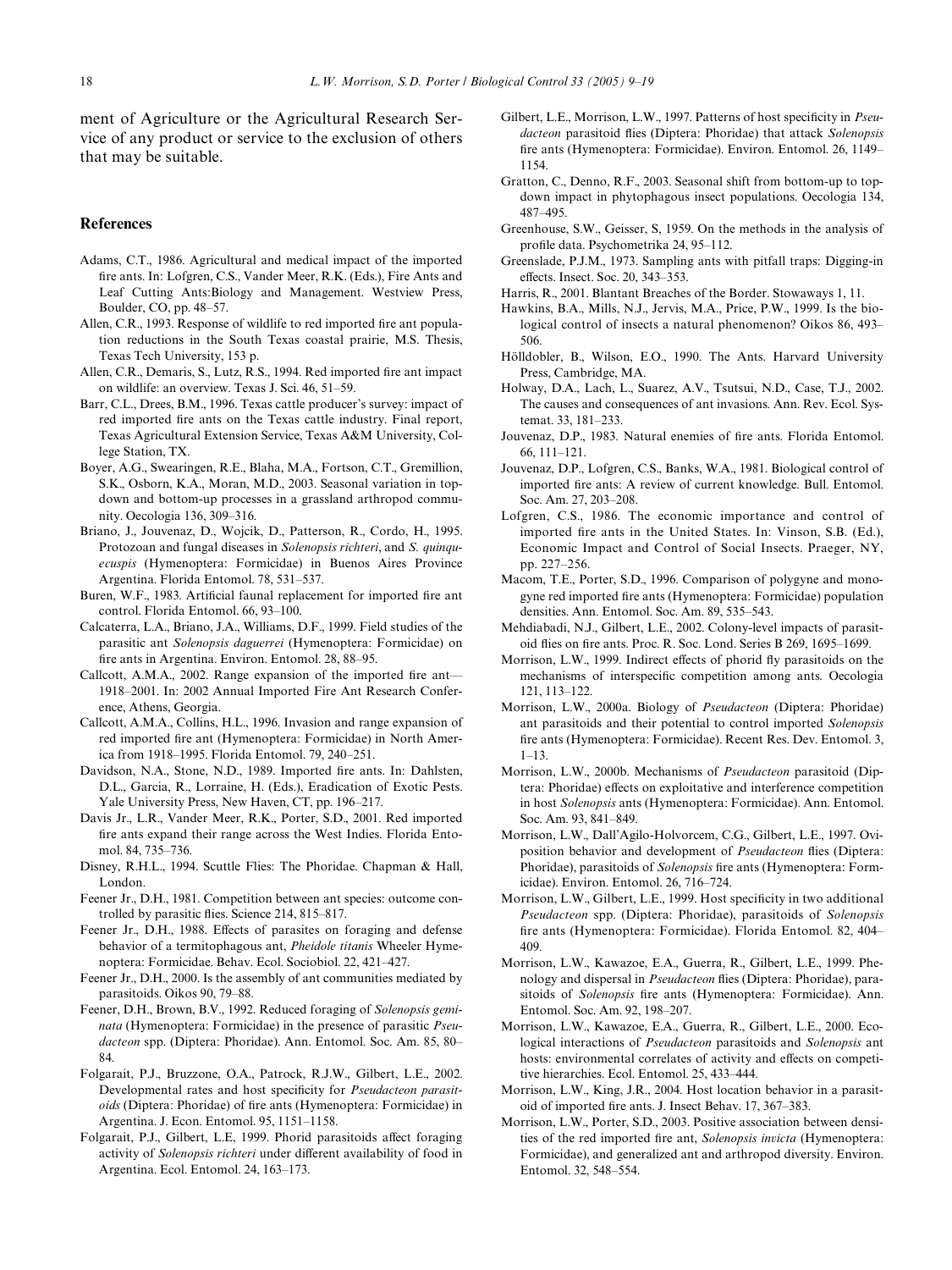ment of Agriculture or the Agricultural Research Service of any product or service to the exclusion of others that may be suitable.

## References

Adams, C.T., 1986. Agricultural and medical impact of the imported fire ants. In: Lofgren, C.S., Vander Meer, R.K. (Eds.), Fire Ants and Leaf Cutting Ants:Biology and Management. Westview Press, Boulder, CO, pp. 48–57.

Allen, C.R., 1993. Response of wildlife to red imported fire ant population reductions in the South Texas coastal prairie, M.S. Thesis, Texas Tech University, 153 p.

Allen, C.R., Demaris, S., Lutz, R.S., 1994. Red imported fire ant impact on wildlife: an overview. Texas J. Sci. 46, 51–59.

Barr, C.L., Drees, B.M., 1996. Texas cattle producer's survey: impact of red imported fire ants on the Texas cattle industry. Final report, Texas Agricultural Extension Service, Texas A&M University, College Station, TX.

Boyer, A.G., Swearingen, R.E., Blaha, M.A., Fortson, C.T., Gremillion, S.K., Osborn, K.A., Moran, M.D., 2003. Seasonal variation in top-down and bottom-up processes in a grassland arthropod community. Oecologia 136, 309–316.

Briano, J., Jouvenaz, D., Wojcik, D., Patterson, R., Cordo, H., 1995. Protozoan and fungal diseases in *Solenopsis richteri*, and *S. quinquecuspis* (Hymenoptera: Formicidae) in Buenos Aires Province Argentina. Florida Entomol. 78, 531–537.

Buren, W.F., 1983. Artificial faunal replacement for imported fire ant control. Florida Entomol. 66, 93–100.

Calcaterra, L.A., Briano, J.A., Williams, D.F., 1999. Field studies of the parasitic ant *Solenopsis daguerrei* (Hymenoptera: Formicidae) on fire ants in Argentina. Environ. Entomol. 28, 88–95.

Callcott, A.M.A., 2002. Range expansion of the imported fire ant—1918–2001. In: 2002 Annual Imported Fire Ant Research Conference, Athens, Georgia.

Callcott, A.M.A., Collins, H.L., 1996. Invasion and range expansion of red imported fire ant (Hymenoptera: Formicidae) in North America from 1918–1995. Florida Entomol. 79, 240–251.

Davidson, N.A., Stone, N.D., 1989. Imported fire ants. In: Dahlsten, D.L., Garcia, R., Lorraine, H. (Eds.), Eradication of Exotic Pests. Yale University Press, New Haven, CT, pp. 196–217.

Davis Jr., L.R., Vander Meer, R.K., Porter, S.D., 2001. Red imported fire ants expand their range across the West Indies. Florida Entomol. 84, 735–736.

Disney, R.H.L., 1994. Scuttle Flies: The Phoridae. Chapman & Hall, London.

Feener Jr., D.H., 1981. Competition between ant species: outcome controlled by parasitic flies. Science 214, 815–817.

Feener Jr., D.H., 1988. Effects of parasites on foraging and defense behavior of a termitophagous ant, *Pheidole titanis* Wheeler Hymenoptera: Formicidae. Behav. Ecol. Sociobiol. 22, 421–427.

Feener Jr., D.H., 2000. Is the assembly of ant communities mediated by parasitoids. Oikos 90, 79–88.

Feener, D.H., Brown, B.V., 1992. Reduced foraging of *Solenopsis geminata* (Hymenoptera: Formicidae) in the presence of parasitic *Pseudacteon* spp. (Diptera: Phoridae). Ann. Entomol. Soc. Am. 85, 80–84.

Folgarait, P.J., Bruzzone, O.A., Patrock, R.J.W., Gilbert, L.E., 2002. Developmental rates and host specificity for *Pseudacteon parasitoids* (Diptera: Phoridae) of fire ants (Hymenoptera: Formicidae) in Argentina. J. Econ. Entomol. 95, 1151–1158.

Folgarait, P.J., Gilbert, L.E, 1999. Phorid parasitoids affect foraging activity of *Solenopsis richteri* under different availability of food in Argentina. Ecol. Entomol. 24, 163–173.

Gilbert, L.E., Morrison, L.W., 1997. Patterns of host specificity in *Pseudacteon* parasitoid flies (Diptera: Phoridae) that attack *Solenopsis* fire ants (Hymenoptera: Formicidae). Environ. Entomol. 26, 1149–1154.

Gratton, C., Denno, R.F., 2003. Seasonal shift from bottom-up to top-down impact in phytophagous insect populations. Oecologia 134, 487–495.

Greenhouse, S.W., Geisser, S, 1959. On the methods in the analysis of profile data. Psychometrika 24, 95–112.

Greenslade, P.J.M., 1973. Sampling ants with pitfall traps: Digging-in effects. Insect. Soc. 20, 343–353.

Harris, R., 2001. Blantant Breaches of the Border. Stowaways 1, 11.

Hawkins, B.A., Mills, N.J., Jervis, M.A., Price, P.W., 1999. Is the biological control of insects a natural phenomenon? Oikos 86, 493–506.

Hölldobler, B., Wilson, E.O., 1990. The Ants. Harvard University Press, Cambridge, MA.

Holway, D.A., Lach, L., Suarez, A.V., Tsutsui, N.D., Case, T.J., 2002. The causes and consequences of ant invasions. Ann. Rev. Ecol. Systemat. 33, 181–233.

Jouvenaz, D.P., 1983. Natural enemies of fire ants. Florida Entomol. 66, 111–121.

Jouvenaz, D.P., Lofgren, C.S., Banks, W.A., 1981. Biological control of imported fire ants: A review of current knowledge. Bull. Entomol. Soc. Am. 27, 203–208.

Lofgren, C.S., 1986. The economic importance and control of imported fire ants in the United States. In: Vinson, S.B. (Ed.), Economic Impact and Control of Social Insects. Praeger, NY, pp. 227–256.

Macom, T.E., Porter, S.D., 1996. Comparison of polygyne and monogyne red imported fire ants (Hymenoptera: Formicidae) population densities. Ann. Entomol. Soc. Am. 89, 535–543.

Mehdiabadi, N.J., Gilbert, L.E., 2002. Colony-level impacts of parasitoid flies on fire ants. Proc. R. Soc. Lond. Series B 269, 1695–1699.

Morrison, L.W., 1999. Indirect effects of phorid fly parasitoids on the mechanisms of interspecific competition among ants. Oecologia 121, 113–122.

Morrison, L.W., 2000a. Biology of *Pseudacteon* (Diptera: Phoridae) ant parasitoids and their potential to control imported *Solenopsis* fire ants (Hymenoptera: Formicidae). Recent Res. Dev. Entomol. 3, 1–13.

Morrison, L.W., 2000b. Mechanisms of *Pseudacteon* parasitoid (Diptera: Phoridae) effects on exploitative and interference competition in host *Solenopsis* ants (Hymenoptera: Formicidae). Ann. Entomol. Soc. Am. 93, 841–849.

Morrison, L.W., Dall'Agilo-Holvorcem, C.G., Gilbert, L.E., 1997. Oviposition behavior and development of *Pseudacteon* flies (Diptera: Phoridae), parasitoids of *Solenopsis* fire ants (Hymenoptera: Formicidae). Environ. Entomol. 26, 716–724.

Morrison, L.W., Gilbert, L.E., 1999. Host specificity in two additional *Pseudacteon* spp. (Diptera: Phoridae), parasitoids of *Solenopsis* fire ants (Hymenoptera: Formicidae). Florida Entomol. 82, 404–409.

Morrison, L.W., Kawazoe, E.A., Guerra, R., Gilbert, L.E., 1999. Phenology and dispersal in *Pseudacteon* flies (Diptera: Phoridae), parasitoids of *Solenopsis* fire ants (Hymenoptera: Formicidae). Ann. Entomol. Soc. Am. 92, 198–207.

Morrison, L.W., Kawazoe, E.A., Guerra, R., Gilbert, L.E., 2000. Ecological interactions of *Pseudacteon* parasitoids and *Solenopsis* ant hosts: environmental correlates of activity and effects on competitive hierarchies. Ecol. Entomol. 25, 433–444.

Morrison, L.W., King, J.R., 2004. Host location behavior in a parasitoid of imported fire ants. J. Insect Behav. 17, 367–383.

Morrison, L.W., Porter, S.D., 2003. Positive association between densities of the red imported fire ant, *Solenopsis invicta* (Hymenoptera: Formicidae), and generalized ant and arthropod diversity. Environ. Entomol. 32, 548–554.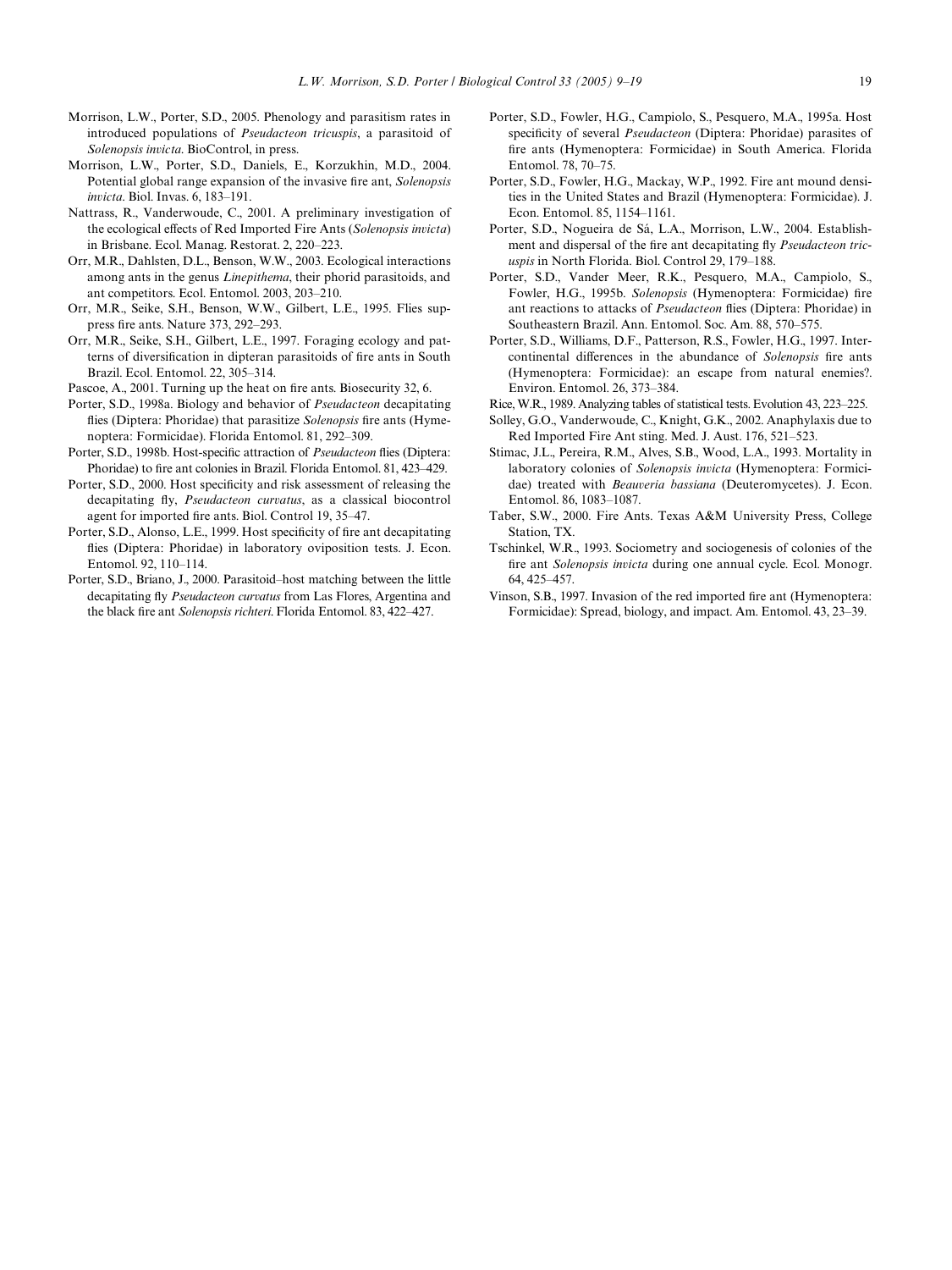Morrison, L.W., Porter, S.D., 2005. Phenology and parasitism rates in introduced populations of *Pseudacteon tricuspis*, a parasitoid of *Solenopsis invicta*. BioControl, in press.

Morrison, L.W., Porter, S.D., Daniels, E., Korzukhin, M.D., 2004. Potential global range expansion of the invasive fire ant, *Solenopsis invicta*. Biol. Invas. 6, 183–191.

Nattrass, R., Vanderwoude, C., 2001. A preliminary investigation of the ecological effects of Red Imported Fire Ants (*Solenopsis invicta*) in Brisbane. Ecol. Manag. Restorat. 2, 220–223.

Orr, M.R., Dahlsten, D.L., Benson, W.W., 2003. Ecological interactions among ants in the genus *Linepithema*, their phorid parasitoids, and ant competitors. Ecol. Entomol. 2003, 203–210.

Orr, M.R., Seike, S.H., Benson, W.W., Gilbert, L.E., 1995. Flies suppress fire ants. Nature 373, 292–293.

Orr, M.R., Seike, S.H., Gilbert, L.E., 1997. Foraging ecology and patterns of diversification in dipteran parasitoids of fire ants in South Brazil. Ecol. Entomol. 22, 305–314.

Pascoe, A., 2001. Turning up the heat on fire ants. Biosecurity 32, 6.

Porter, S.D., 1998a. Biology and behavior of *Pseudacteon* decapitating flies (Diptera: Phoridae) that parasitize *Solenopsis* fire ants (Hymenoptera: Formicidae). Florida Entomol. 81, 292–309.

Porter, S.D., 1998b. Host-specific attraction of *Pseudacteon* flies (Diptera: Phoridae) to fire ant colonies in Brazil. Florida Entomol. 81, 423–429.

Porter, S.D., 2000. Host specificity and risk assessment of releasing the decapitating fly, *Pseudacteon curvatus*, as a classical biocontrol agent for imported fire ants. Biol. Control 19, 35–47.

Porter, S.D., Alonso, L.E., 1999. Host specificity of fire ant decapitating flies (Diptera: Phoridae) in laboratory oviposition tests. J. Econ. Entomol. 92, 110–114.

Porter, S.D., Briano, J., 2000. Parasitoid–host matching between the little decapitating fly *Pseudacteon curvatus* from Las Flores, Argentina and the black fire ant *Solenopsis richteri*. Florida Entomol. 83, 422–427.

Porter, S.D., Fowler, H.G., Campiolo, S., Pesquero, M.A., 1995a. Host specificity of several *Pseudacteon* (Diptera: Phoridae) parasites of fire ants (Hymenoptera: Formicidae) in South America. Florida Entomol. 78, 70–75.

Porter, S.D., Fowler, H.G., Mackay, W.P., 1992. Fire ant mound densities in the United States and Brazil (Hymenoptera: Formicidae). J. Econ. Entomol. 85, 1154–1161.

Porter, S.D., Nogueira de Sá, L.A., Morrison, L.W., 2004. Establishment and dispersal of the fire ant decapitating fly *Pseudacteon tricuspis* in North Florida. Biol. Control 29, 179–188.

Porter, S.D., Vander Meer, R.K., Pesquero, M.A., Campiolo, S., Fowler, H.G., 1995b. *Solenopsis* (Hymenoptera: Formicidae) fire ant reactions to attacks of *Pseudacteon* flies (Diptera: Phoridae) in Southeastern Brazil. Ann. Entomol. Soc. Am. 88, 570–575.

Porter, S.D., Williams, D.F., Patterson, R.S., Fowler, H.G., 1997. Intercontinental differences in the abundance of *Solenopsis* fire ants (Hymenoptera: Formicidae): an escape from natural enemies?. Environ. Entomol. 26, 373–384.

Rice, W.R., 1989. Analyzing tables of statistical tests. Evolution 43, 223–225.

Solley, G.O., Vanderwoude, C., Knight, G.K., 2002. Anaphylaxis due to Red Imported Fire Ant sting. Med. J. Aust. 176, 521–523.

Stimac, J.L., Pereira, R.M., Alves, S.B., Wood, L.A., 1993. Mortality in laboratory colonies of *Solenopsis invicta* (Hymenoptera: Formicidae) treated with *Beauveria bassiana* (Deuteromycetes). J. Econ. Entomol. 86, 1083–1087.

Taber, S.W., 2000. Fire Ants. Texas A&M University Press, College Station, TX.

Tschinkel, W.R., 1993. Sociometry and sociogenesis of colonies of the fire ant *Solenopsis invicta* during one annual cycle. Ecol. Monogr. 64, 425–457.

Vinson, S.B., 1997. Invasion of the red imported fire ant (Hymenoptera: Formicidae): Spread, biology, and impact. Am. Entomol. 43, 23–39.